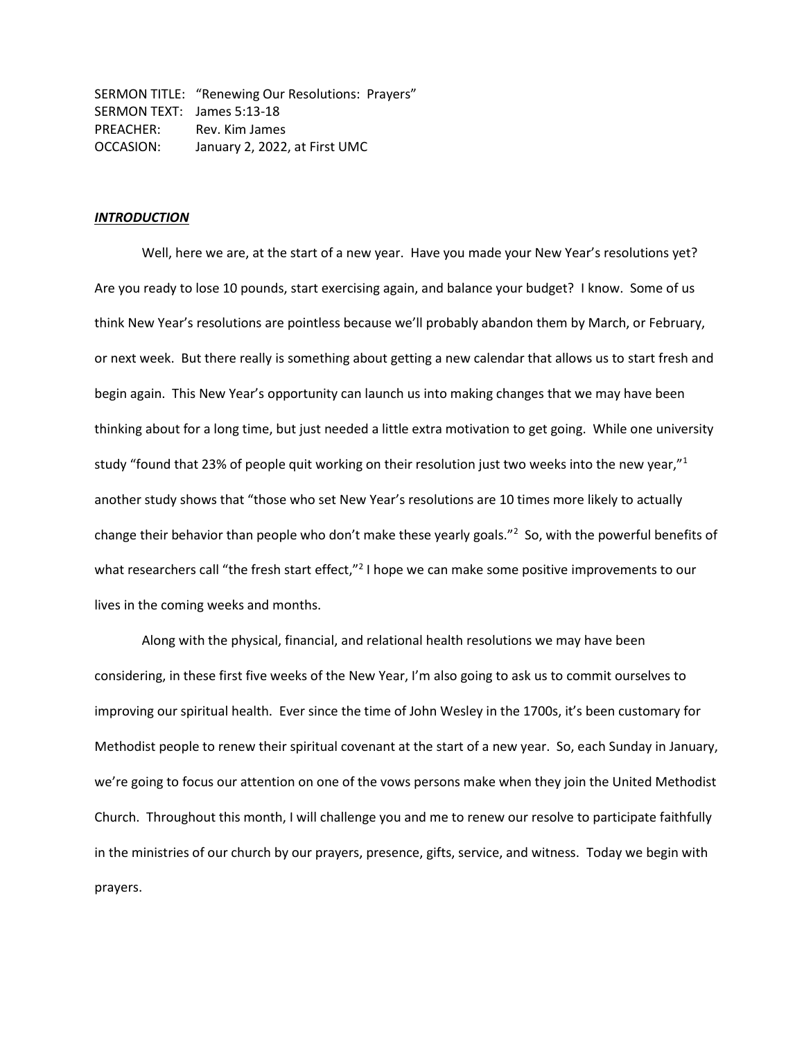SERMON TITLE: "Renewing Our Resolutions: Prayers"
SERMON TEXT: James 5:13-18
PREACHER: Rev. Kim James
OCCASION: January 2, 2022, at First UMC

***INTRODUCTION***

Well, here we are, at the start of a new year. Have you made your New Year's resolutions yet? Are you ready to lose 10 pounds, start exercising again, and balance your budget? I know. Some of us think New Year's resolutions are pointless because we'll probably abandon them by March, or February, or next week. But there really is something about getting a new calendar that allows us to start fresh and begin again. This New Year's opportunity can launch us into making changes that we may have been thinking about for a long time, but just needed a little extra motivation to get going. While one university study "found that 23% of people quit working on their resolution just two weeks into the new year,"[1] another study shows that "those who set New Year's resolutions are 10 times more likely to actually change their behavior than people who don't make these yearly goals."[2] So, with the powerful benefits of what researchers call "the fresh start effect,"[2] I hope we can make some positive improvements to our lives in the coming weeks and months.

Along with the physical, financial, and relational health resolutions we may have been considering, in these first five weeks of the New Year, I'm also going to ask us to commit ourselves to improving our spiritual health. Ever since the time of John Wesley in the 1700s, it's been customary for Methodist people to renew their spiritual covenant at the start of a new year. So, each Sunday in January, we're going to focus our attention on one of the vows persons make when they join the United Methodist Church. Throughout this month, I will challenge you and me to renew our resolve to participate faithfully in the ministries of our church by our prayers, presence, gifts, service, and witness. Today we begin with prayers.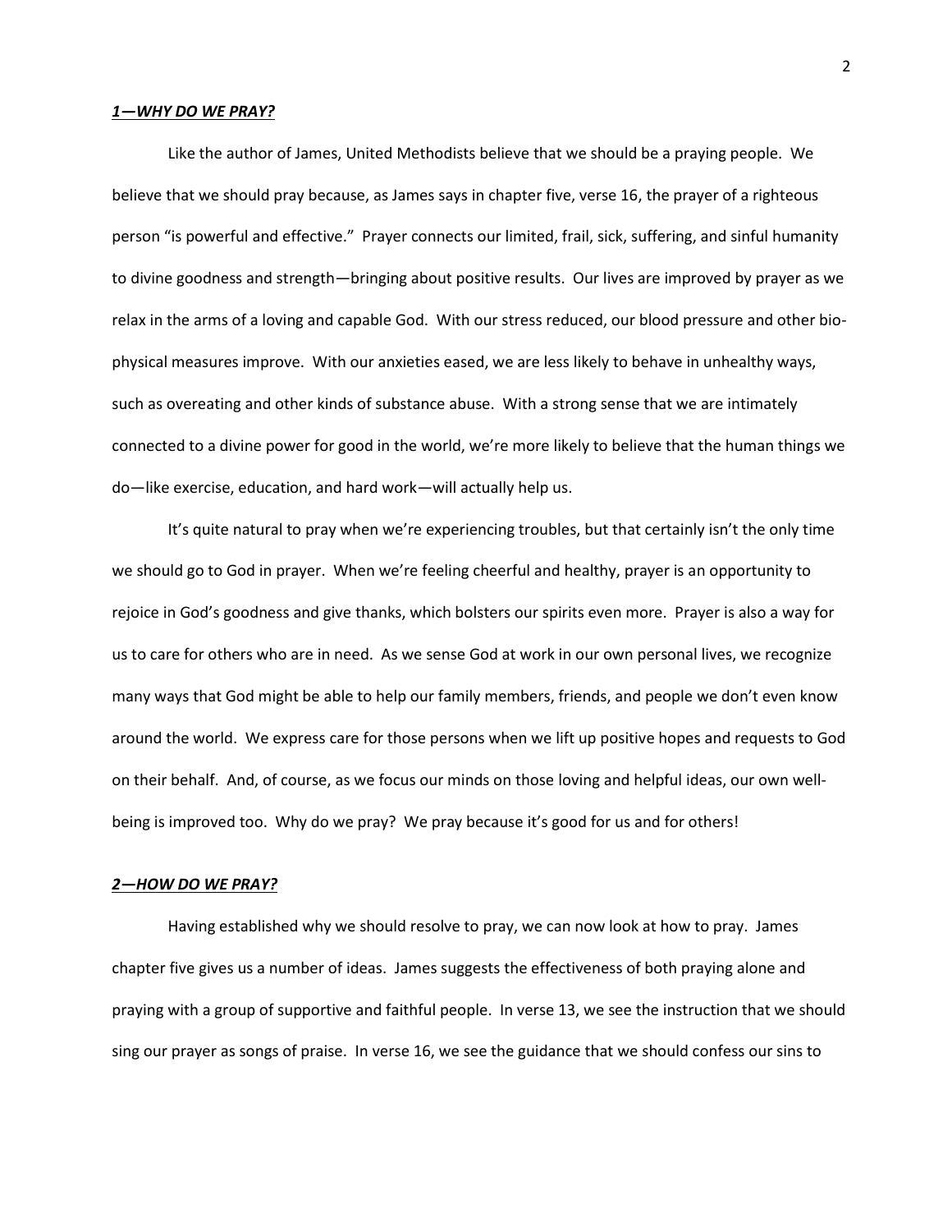## ***1—WHY DO WE PRAY?***

Like the author of James, United Methodists believe that we should be a praying people. We believe that we should pray because, as James says in chapter five, verse 16, the prayer of a righteous person "is powerful and effective." Prayer connects our limited, frail, sick, suffering, and sinful humanity to divine goodness and strength—bringing about positive results. Our lives are improved by prayer as we relax in the arms of a loving and capable God. With our stress reduced, our blood pressure and other bio-physical measures improve. With our anxieties eased, we are less likely to behave in unhealthy ways, such as overeating and other kinds of substance abuse. With a strong sense that we are intimately connected to a divine power for good in the world, we're more likely to believe that the human things we do—like exercise, education, and hard work—will actually help us.

It's quite natural to pray when we're experiencing troubles, but that certainly isn't the only time we should go to God in prayer. When we're feeling cheerful and healthy, prayer is an opportunity to rejoice in God's goodness and give thanks, which bolsters our spirits even more. Prayer is also a way for us to care for others who are in need. As we sense God at work in our own personal lives, we recognize many ways that God might be able to help our family members, friends, and people we don't even know around the world. We express care for those persons when we lift up positive hopes and requests to God on their behalf. And, of course, as we focus our minds on those loving and helpful ideas, our own well-being is improved too. Why do we pray? We pray because it's good for us and for others!

## ***2—HOW DO WE PRAY?***

Having established why we should resolve to pray, we can now look at how to pray. James chapter five gives us a number of ideas. James suggests the effectiveness of both praying alone and praying with a group of supportive and faithful people. In verse 13, we see the instruction that we should sing our prayer as songs of praise. In verse 16, we see the guidance that we should confess our sins to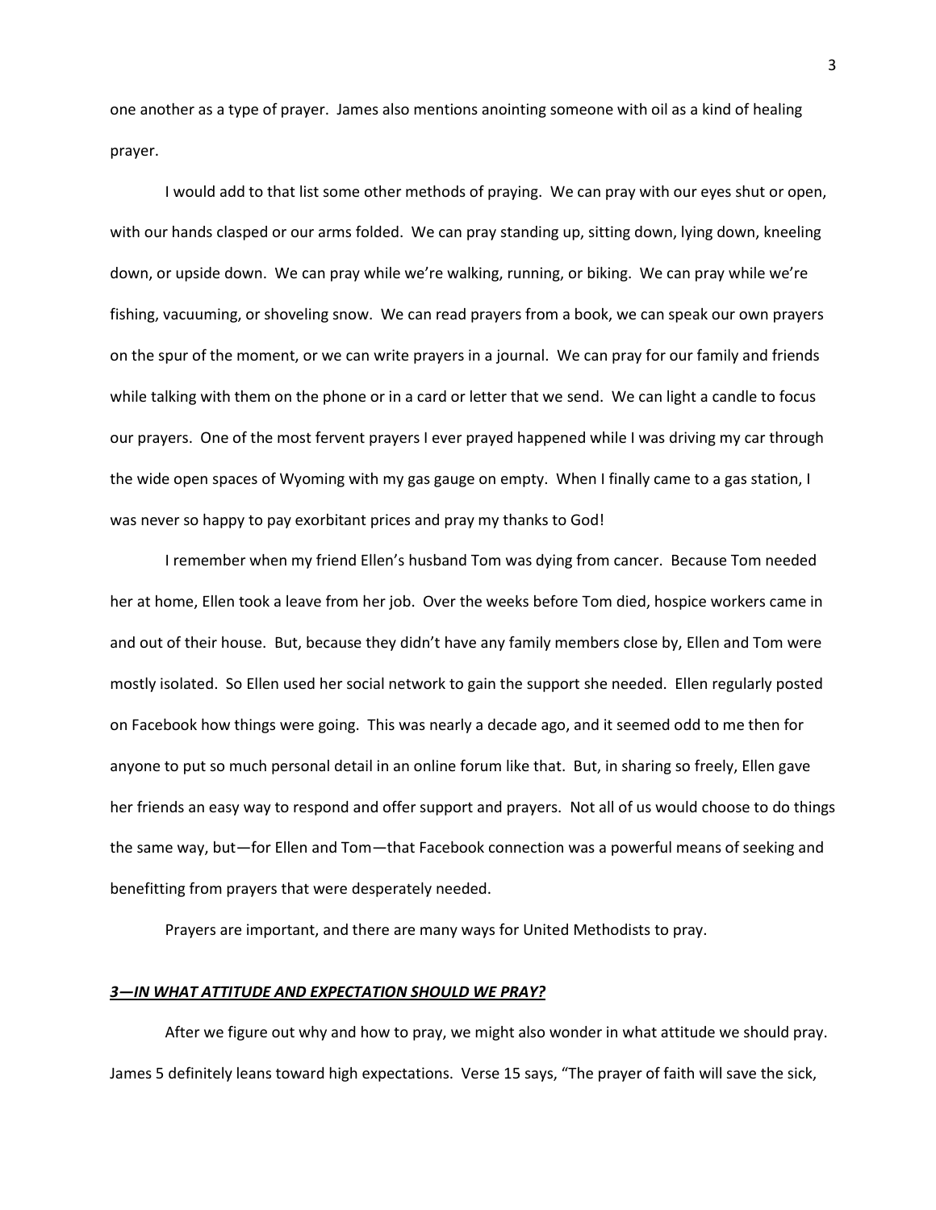one another as a type of prayer. James also mentions anointing someone with oil as a kind of healing prayer.

I would add to that list some other methods of praying. We can pray with our eyes shut or open, with our hands clasped or our arms folded. We can pray standing up, sitting down, lying down, kneeling down, or upside down. We can pray while we're walking, running, or biking. We can pray while we're fishing, vacuuming, or shoveling snow. We can read prayers from a book, we can speak our own prayers on the spur of the moment, or we can write prayers in a journal. We can pray for our family and friends while talking with them on the phone or in a card or letter that we send. We can light a candle to focus our prayers. One of the most fervent prayers I ever prayed happened while I was driving my car through the wide open spaces of Wyoming with my gas gauge on empty. When I finally came to a gas station, I was never so happy to pay exorbitant prices and pray my thanks to God!

I remember when my friend Ellen's husband Tom was dying from cancer. Because Tom needed her at home, Ellen took a leave from her job. Over the weeks before Tom died, hospice workers came in and out of their house. But, because they didn't have any family members close by, Ellen and Tom were mostly isolated. So Ellen used her social network to gain the support she needed. Ellen regularly posted on Facebook how things were going. This was nearly a decade ago, and it seemed odd to me then for anyone to put so much personal detail in an online forum like that. But, in sharing so freely, Ellen gave her friends an easy way to respond and offer support and prayers. Not all of us would choose to do things the same way, but—for Ellen and Tom—that Facebook connection was a powerful means of seeking and benefitting from prayers that were desperately needed.

Prayers are important, and there are many ways for United Methodists to pray.

## ***3—IN WHAT ATTITUDE AND EXPECTATION SHOULD WE PRAY?***

After we figure out why and how to pray, we might also wonder in what attitude we should pray. James 5 definitely leans toward high expectations. Verse 15 says, "The prayer of faith will save the sick,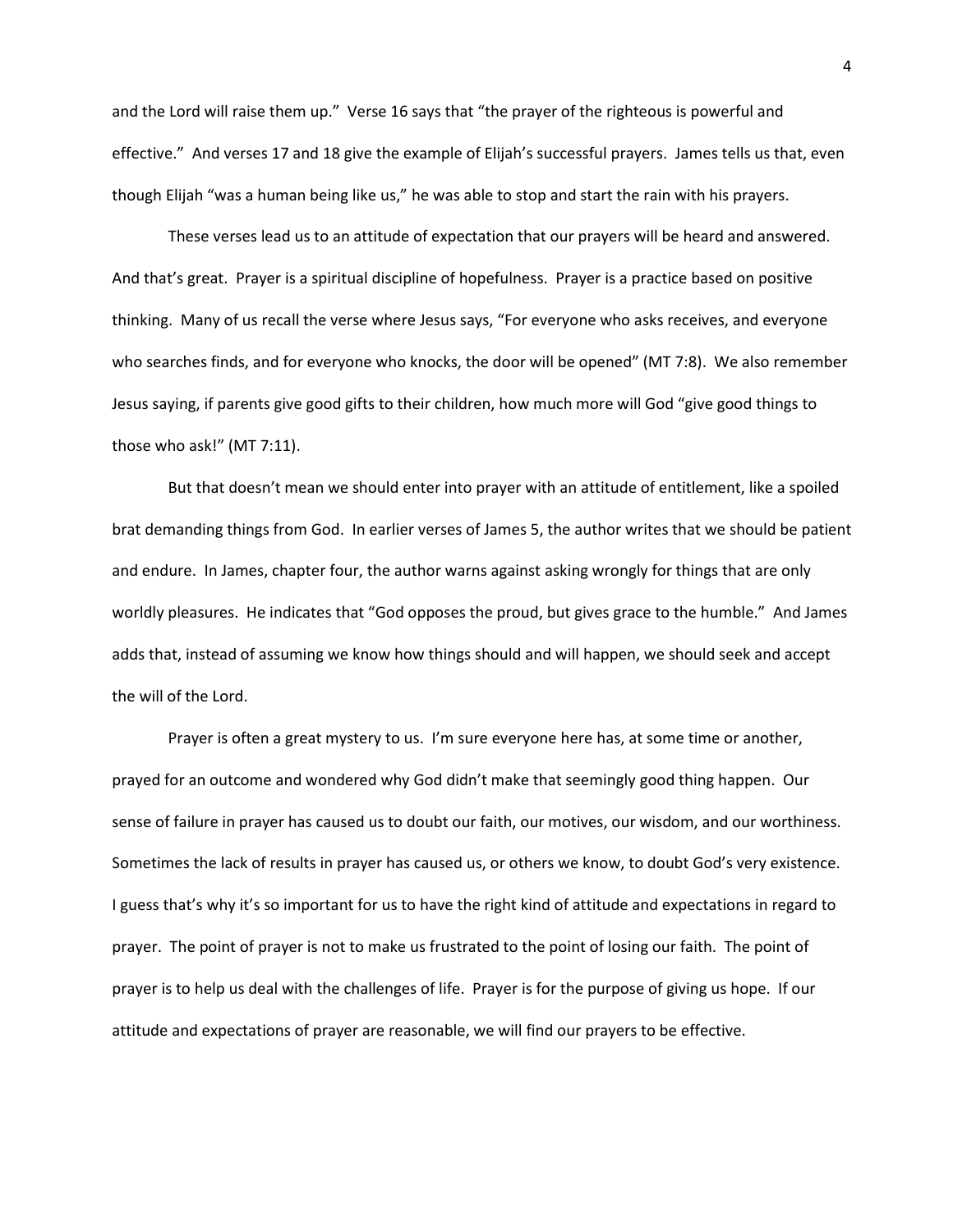and the Lord will raise them up." Verse 16 says that "the prayer of the righteous is powerful and effective." And verses 17 and 18 give the example of Elijah's successful prayers. James tells us that, even though Elijah "was a human being like us," he was able to stop and start the rain with his prayers.

These verses lead us to an attitude of expectation that our prayers will be heard and answered. And that's great. Prayer is a spiritual discipline of hopefulness. Prayer is a practice based on positive thinking. Many of us recall the verse where Jesus says, "For everyone who asks receives, and everyone who searches finds, and for everyone who knocks, the door will be opened" (MT 7:8). We also remember Jesus saying, if parents give good gifts to their children, how much more will God "give good things to those who ask!" (MT 7:11).

But that doesn't mean we should enter into prayer with an attitude of entitlement, like a spoiled brat demanding things from God. In earlier verses of James 5, the author writes that we should be patient and endure. In James, chapter four, the author warns against asking wrongly for things that are only worldly pleasures. He indicates that "God opposes the proud, but gives grace to the humble." And James adds that, instead of assuming we know how things should and will happen, we should seek and accept the will of the Lord.

Prayer is often a great mystery to us. I'm sure everyone here has, at some time or another, prayed for an outcome and wondered why God didn't make that seemingly good thing happen. Our sense of failure in prayer has caused us to doubt our faith, our motives, our wisdom, and our worthiness. Sometimes the lack of results in prayer has caused us, or others we know, to doubt God's very existence. I guess that's why it's so important for us to have the right kind of attitude and expectations in regard to prayer. The point of prayer is not to make us frustrated to the point of losing our faith. The point of prayer is to help us deal with the challenges of life. Prayer is for the purpose of giving us hope. If our attitude and expectations of prayer are reasonable, we will find our prayers to be effective.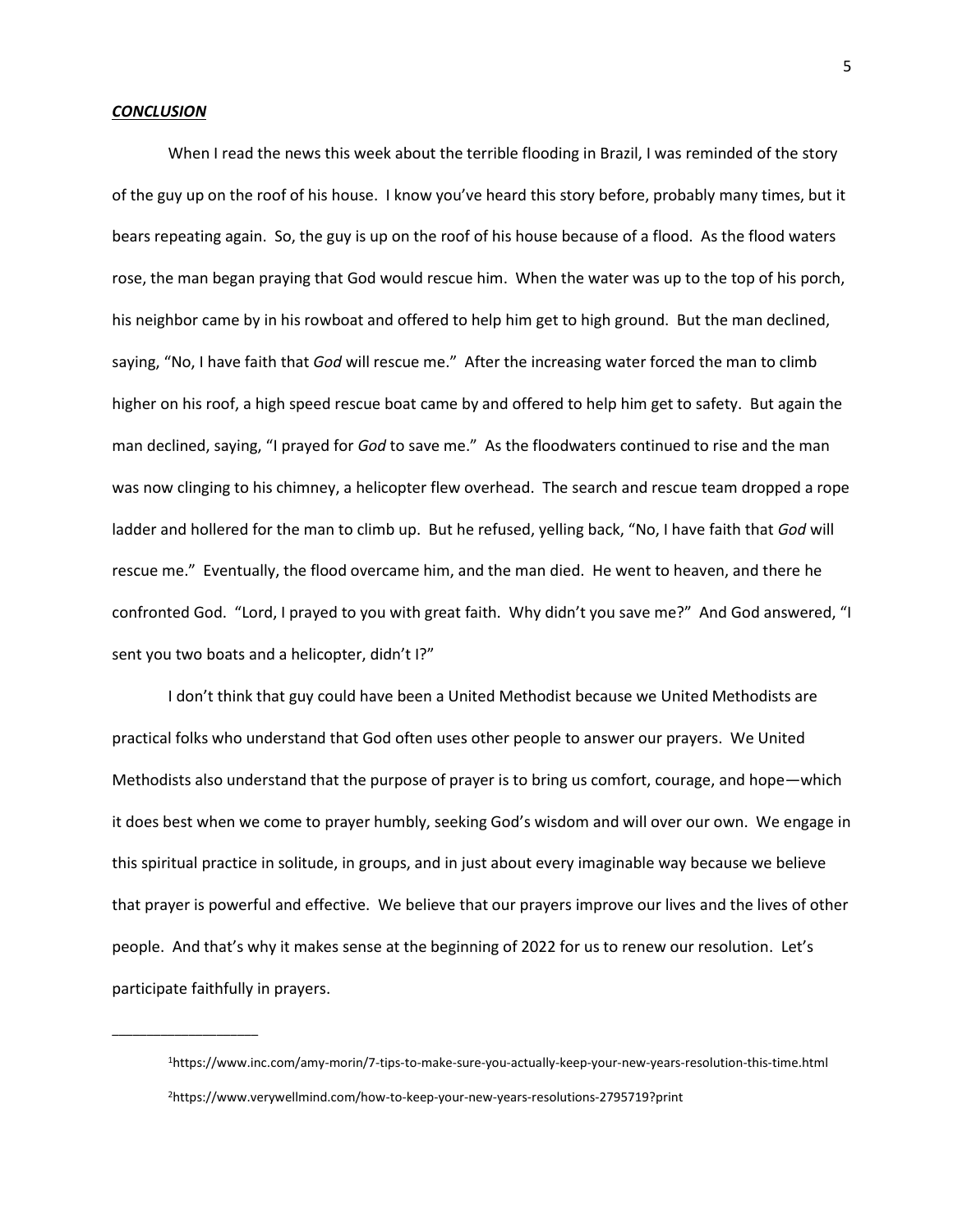***CONCLUSION***

When I read the news this week about the terrible flooding in Brazil, I was reminded of the story of the guy up on the roof of his house. I know you've heard this story before, probably many times, but it bears repeating again. So, the guy is up on the roof of his house because of a flood. As the flood waters rose, the man began praying that God would rescue him. When the water was up to the top of his porch, his neighbor came by in his rowboat and offered to help him get to high ground. But the man declined, saying, "No, I have faith that *God* will rescue me." After the increasing water forced the man to climb higher on his roof, a high speed rescue boat came by and offered to help him get to safety. But again the man declined, saying, "I prayed for *God* to save me." As the floodwaters continued to rise and the man was now clinging to his chimney, a helicopter flew overhead. The search and rescue team dropped a rope ladder and hollered for the man to climb up. But he refused, yelling back, "No, I have faith that *God* will rescue me." Eventually, the flood overcame him, and the man died. He went to heaven, and there he confronted God. "Lord, I prayed to you with great faith. Why didn't you save me?" And God answered, "I sent you two boats and a helicopter, didn't I?"

I don't think that guy could have been a United Methodist because we United Methodists are practical folks who understand that God often uses other people to answer our prayers. We United Methodists also understand that the purpose of prayer is to bring us comfort, courage, and hope—which it does best when we come to prayer humbly, seeking God's wisdom and will over our own. We engage in this spiritual practice in solitude, in groups, and in just about every imaginable way because we believe that prayer is powerful and effective. We believe that our prayers improve our lives and the lives of other people. And that's why it makes sense at the beginning of 2022 for us to renew our resolution. Let's participate faithfully in prayers.

---

[1] https://www.inc.com/amy-morin/7-tips-to-make-sure-you-actually-keep-your-new-years-resolution-this-time.html

[2] https://www.verywellmind.com/how-to-keep-your-new-years-resolutions-2795719?print